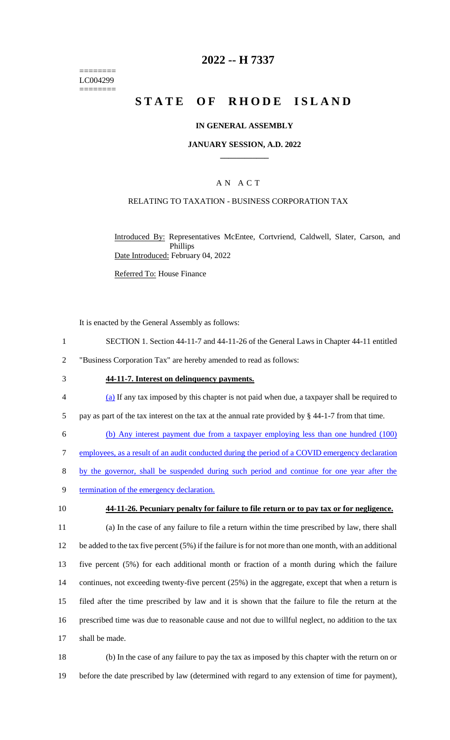========
LC004299
========

# 2022 -- H 7337

# STATE OF RHODE ISLAND

## IN GENERAL ASSEMBLY

### JANUARY SESSION, A.D. 2022

---

A N A C T

RELATING TO TAXATION - BUSINESS CORPORATION TAX

Introduced By: Representatives McEntee, Cortvriend, Caldwell, Slater, Carson, and Phillips

Date Introduced: February 04, 2022

Referred To: House Finance

It is enacted by the General Assembly as follows:

SECTION 1. Section 44-11-7 and 44-11-26 of the General Laws in Chapter 44-11 entitled "Business Corporation Tax" are hereby amended to read as follows:

**44-11-7. Interest on delinquency payments.**

(a) If any tax imposed by this chapter is not paid when due, a taxpayer shall be required to pay as part of the tax interest on the tax at the annual rate provided by § 44-1-7 from that time.

(b) Any interest payment due from a taxpayer employing less than one hundred (100) employees, as a result of an audit conducted during the period of a COVID emergency declaration by the governor, shall be suspended during such period and continue for one year after the termination of the emergency declaration.

**44-11-26. Pecuniary penalty for failure to file return or to pay tax or for negligence.**

(a) In the case of any failure to file a return within the time prescribed by law, there shall be added to the tax five percent (5%) if the failure is for not more than one month, with an additional five percent (5%) for each additional month or fraction of a month during which the failure continues, not exceeding twenty-five percent (25%) in the aggregate, except that when a return is filed after the time prescribed by law and it is shown that the failure to file the return at the prescribed time was due to reasonable cause and not due to willful neglect, no addition to the tax shall be made.

(b) In the case of any failure to pay the tax as imposed by this chapter with the return on or before the date prescribed by law (determined with regard to any extension of time for payment),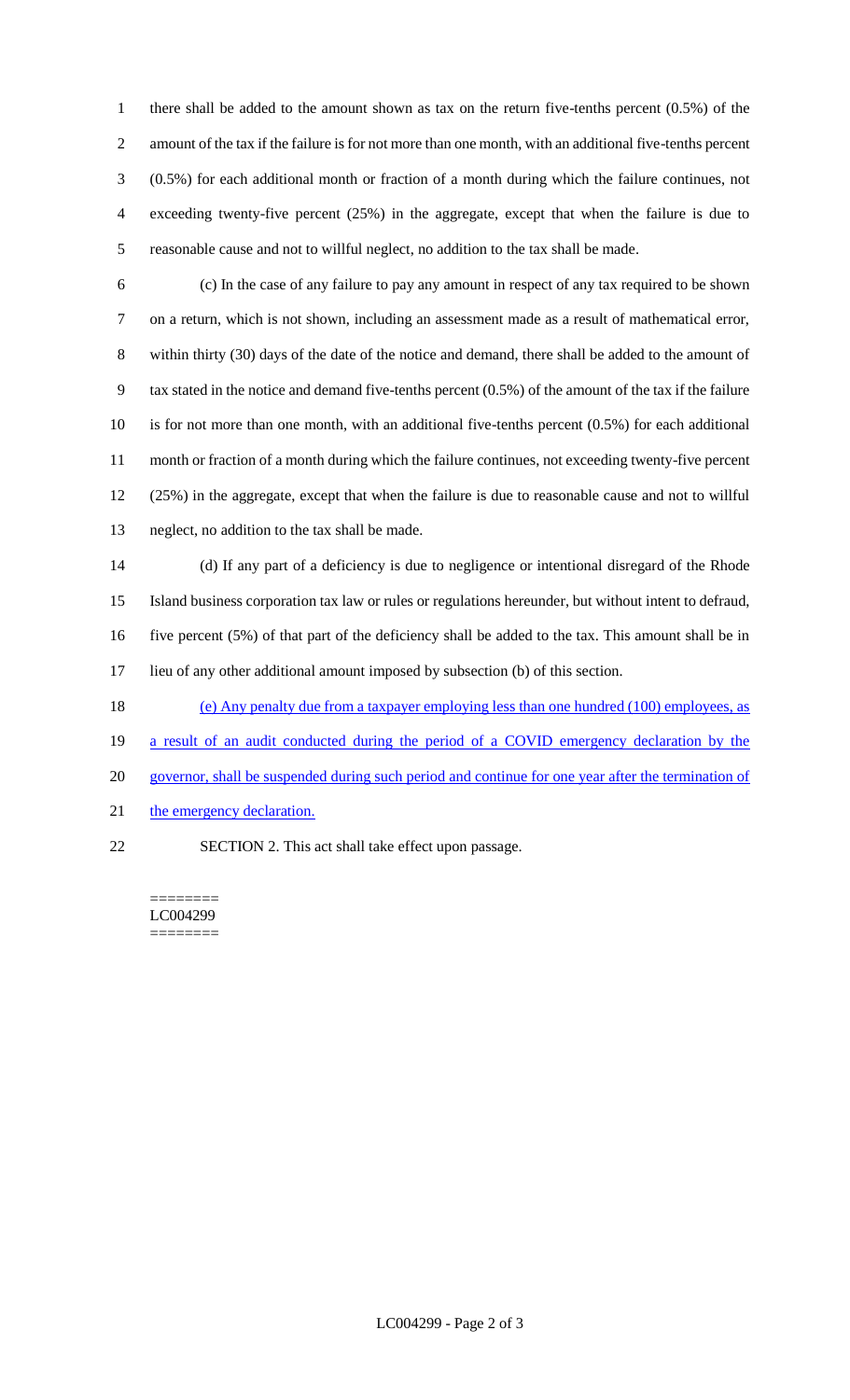there shall be added to the amount shown as tax on the return five-tenths percent (0.5%) of the amount of the tax if the failure is for not more than one month, with an additional five-tenths percent (0.5%) for each additional month or fraction of a month during which the failure continues, not exceeding twenty-five percent (25%) in the aggregate, except that when the failure is due to reasonable cause and not to willful neglect, no addition to the tax shall be made.

(c) In the case of any failure to pay any amount in respect of any tax required to be shown on a return, which is not shown, including an assessment made as a result of mathematical error, within thirty (30) days of the date of the notice and demand, there shall be added to the amount of tax stated in the notice and demand five-tenths percent (0.5%) of the amount of the tax if the failure is for not more than one month, with an additional five-tenths percent (0.5%) for each additional month or fraction of a month during which the failure continues, not exceeding twenty-five percent (25%) in the aggregate, except that when the failure is due to reasonable cause and not to willful neglect, no addition to the tax shall be made.

(d) If any part of a deficiency is due to negligence or intentional disregard of the Rhode Island business corporation tax law or rules or regulations hereunder, but without intent to defraud, five percent (5%) of that part of the deficiency shall be added to the tax. This amount shall be in lieu of any other additional amount imposed by subsection (b) of this section.

(e) Any penalty due from a taxpayer employing less than one hundred (100) employees, as a result of an audit conducted during the period of a COVID emergency declaration by the governor, shall be suspended during such period and continue for one year after the termination of the emergency declaration.

SECTION 2. This act shall take effect upon passage.

========
LC004299
========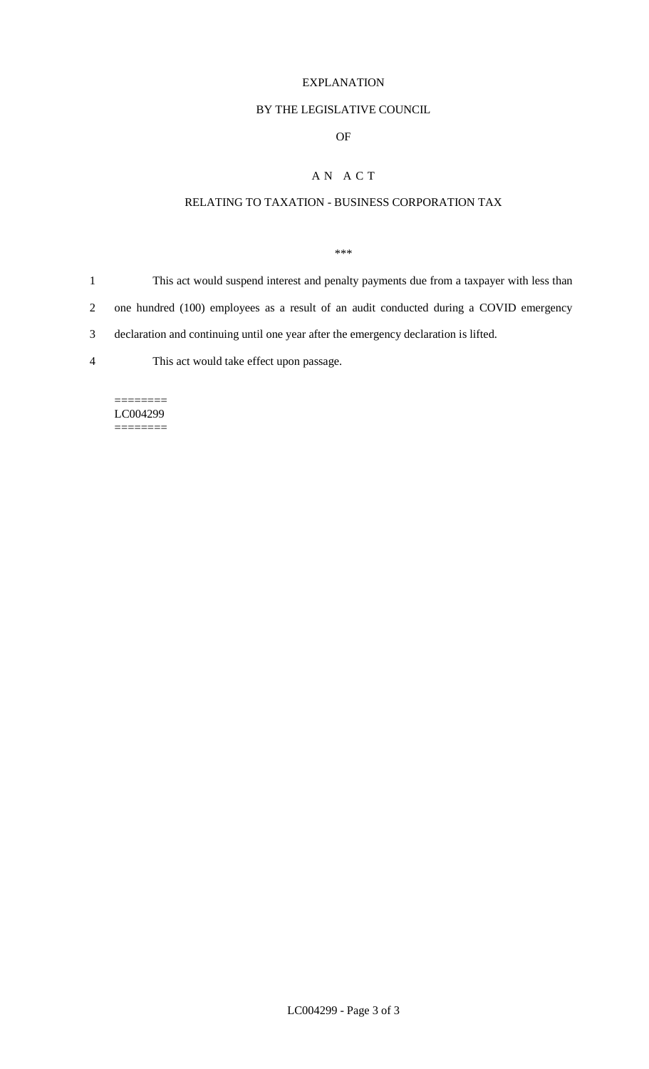# EXPLANATION

## BY THE LEGISLATIVE COUNCIL

### OF

## A N A C T

### RELATING TO TAXATION - BUSINESS CORPORATION TAX

\*\*\*

1 This act would suspend interest and penalty payments due from a taxpayer with less than
2 one hundred (100) employees as a result of an audit conducted during a COVID emergency
3 declaration and continuing until one year after the emergency declaration is lifted.
4 This act would take effect upon passage.

========
LC004299
========